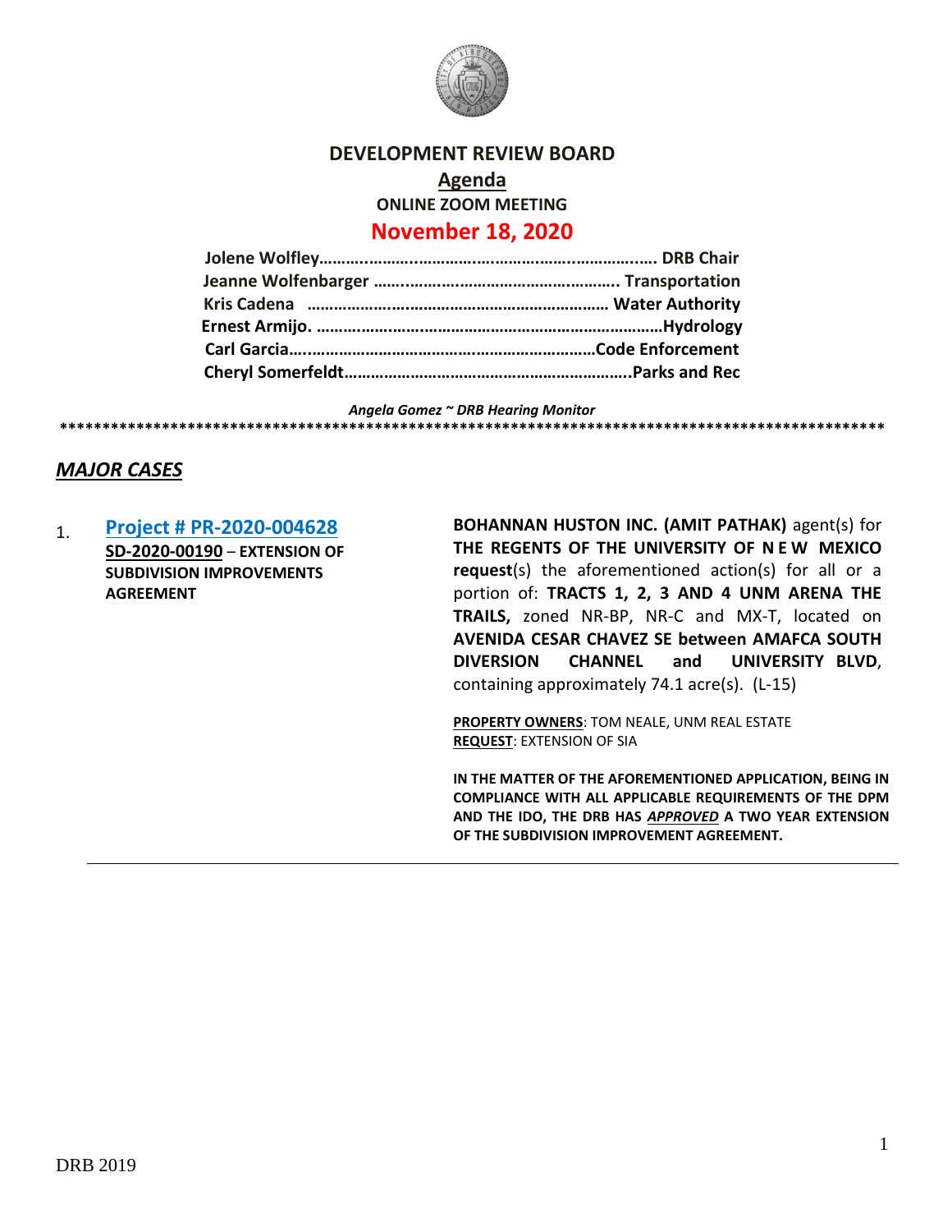# DEVELOPMENT REVIEW BOARD

## Agenda

**ONLINE ZOOM MEETING**

## November 18, 2020

**Jolene Wolfley……………………………………………………………… DRB Chair**
**Jeanne Wolfenbarger ……………………………………………….. Transportation**
**Kris Cadena ……………………………………………………… Water Authority**
**Ernest Armijo. ………………………………………………………………Hydrology**
**Carl Garcia……………………………………………………………Code Enforcement**
**Cheryl Somerfeldt……………………………………………………..Parks and Rec**

***Angela Gomez ~ DRB Hearing Monitor***

****************************************************************************************************

## ***MAJOR CASES***

1. **Project # PR-2020-004628**
   **SD-2020-00190** – **EXTENSION OF SUBDIVISION IMPROVEMENTS AGREEMENT**

   **BOHANNAN HUSTON INC. (AMIT PATHAK)** agent(s) for **THE REGENTS OF THE UNIVERSITY OF N E W MEXICO request**(s) the aforementioned action(s) for all or a portion of: **TRACTS 1, 2, 3 AND 4 UNM ARENA THE TRAILS,** zoned NR-BP, NR-C and MX-T, located on **AVENIDA CESAR CHAVEZ SE between AMAFCA SOUTH DIVERSION CHANNEL and UNIVERSITY BLVD**, containing approximately 74.1 acre(s). (L-15)

   **PROPERTY OWNERS**: TOM NEALE, UNM REAL ESTATE
   **REQUEST**: EXTENSION OF SIA

   **IN THE MATTER OF THE AFOREMENTIONED APPLICATION, BEING IN COMPLIANCE WITH ALL APPLICABLE REQUIREMENTS OF THE DPM AND THE IDO, THE DRB HAS *APPROVED* A TWO YEAR EXTENSION OF THE SUBDIVISION IMPROVEMENT AGREEMENT.**

DRB 2019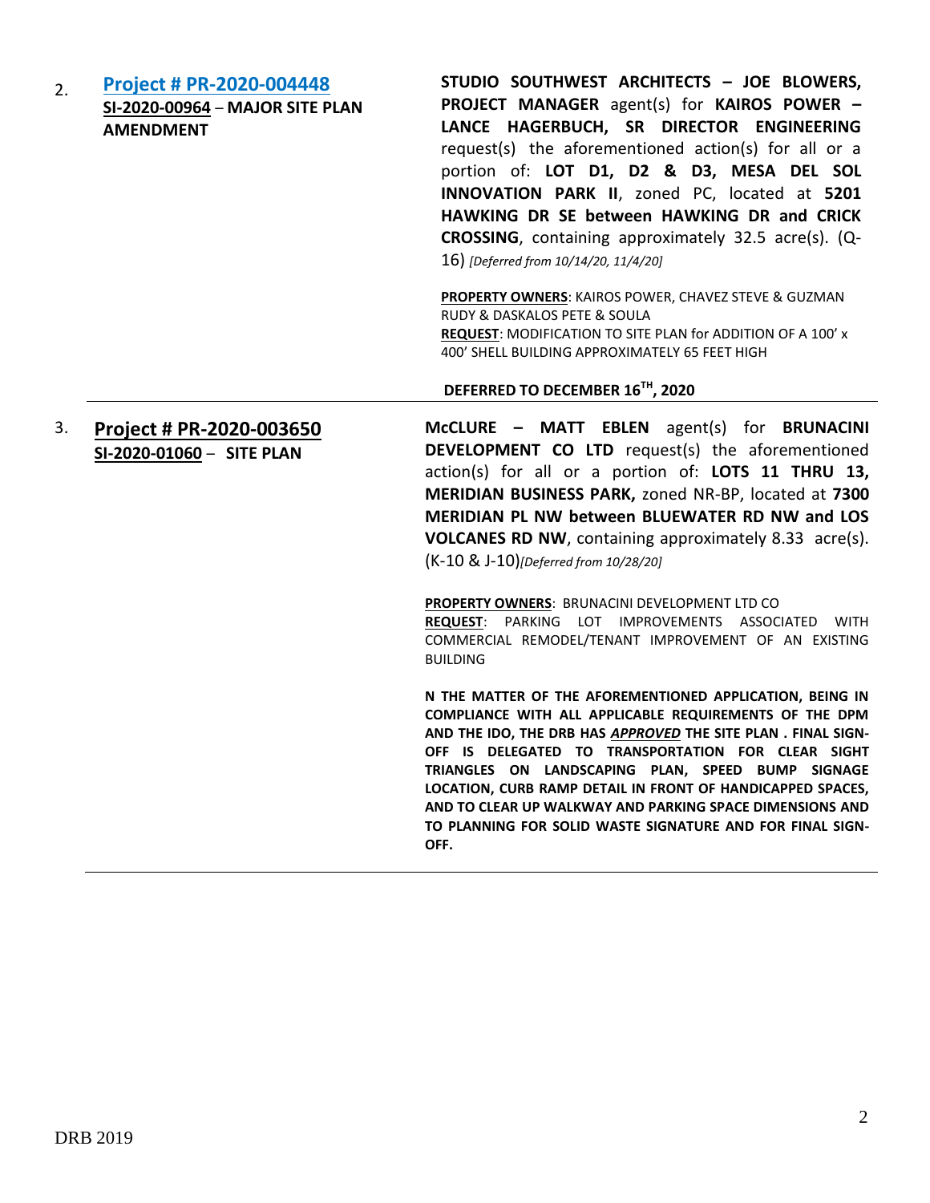2. **[Project # PR-2020-004448](#)**
**SI-2020-00964** – **MAJOR SITE PLAN AMENDMENT**

**STUDIO SOUTHWEST ARCHITECTS – JOE BLOWERS, PROJECT MANAGER** agent(s) for **KAIROS POWER – LANCE HAGERBUCH, SR DIRECTOR ENGINEERING** request(s) the aforementioned action(s) for all or a portion of: **LOT D1, D2 & D3, MESA DEL SOL INNOVATION PARK II**, zoned PC, located at **5201 HAWKING DR SE between HAWKING DR and CRICK CROSSING**, containing approximately 32.5 acre(s). (Q-16) *[Deferred from 10/14/20, 11/4/20]*

**PROPERTY OWNERS**: KAIROS POWER, CHAVEZ STEVE & GUZMAN RUDY & DASKALOS PETE & SOULA
**REQUEST**: MODIFICATION TO SITE PLAN for ADDITION OF A 100' x 400' SHELL BUILDING APPROXIMATELY 65 FEET HIGH

**DEFERRED TO DECEMBER 16TH, 2020**

---

3. **Project # PR-2020-003650**
**SI-2020-01060** – **SITE PLAN**

**McCLURE – MATT EBLEN** agent(s) for **BRUNACINI DEVELOPMENT CO LTD** request(s) the aforementioned action(s) for all or a portion of: **LOTS 11 THRU 13, MERIDIAN BUSINESS PARK,** zoned NR-BP, located at **7300 MERIDIAN PL NW between BLUEWATER RD NW and LOS VOLCANES RD NW**, containing approximately 8.33 acre(s). (K-10 & J-10)*[Deferred from 10/28/20]*

**PROPERTY OWNERS**: BRUNACINI DEVELOPMENT LTD CO
**REQUEST**: PARKING LOT IMPROVEMENTS ASSOCIATED WITH COMMERCIAL REMODEL/TENANT IMPROVEMENT OF AN EXISTING BUILDING

**N THE MATTER OF THE AFOREMENTIONED APPLICATION, BEING IN COMPLIANCE WITH ALL APPLICABLE REQUIREMENTS OF THE DPM AND THE IDO, THE DRB HAS *APPROVED* THE SITE PLAN . FINAL SIGN-OFF IS DELEGATED TO TRANSPORTATION FOR CLEAR SIGHT TRIANGLES ON LANDSCAPING PLAN, SPEED BUMP SIGNAGE LOCATION, CURB RAMP DETAIL IN FRONT OF HANDICAPPED SPACES, AND TO CLEAR UP WALKWAY AND PARKING SPACE DIMENSIONS AND TO PLANNING FOR SOLID WASTE SIGNATURE AND FOR FINAL SIGN-OFF.**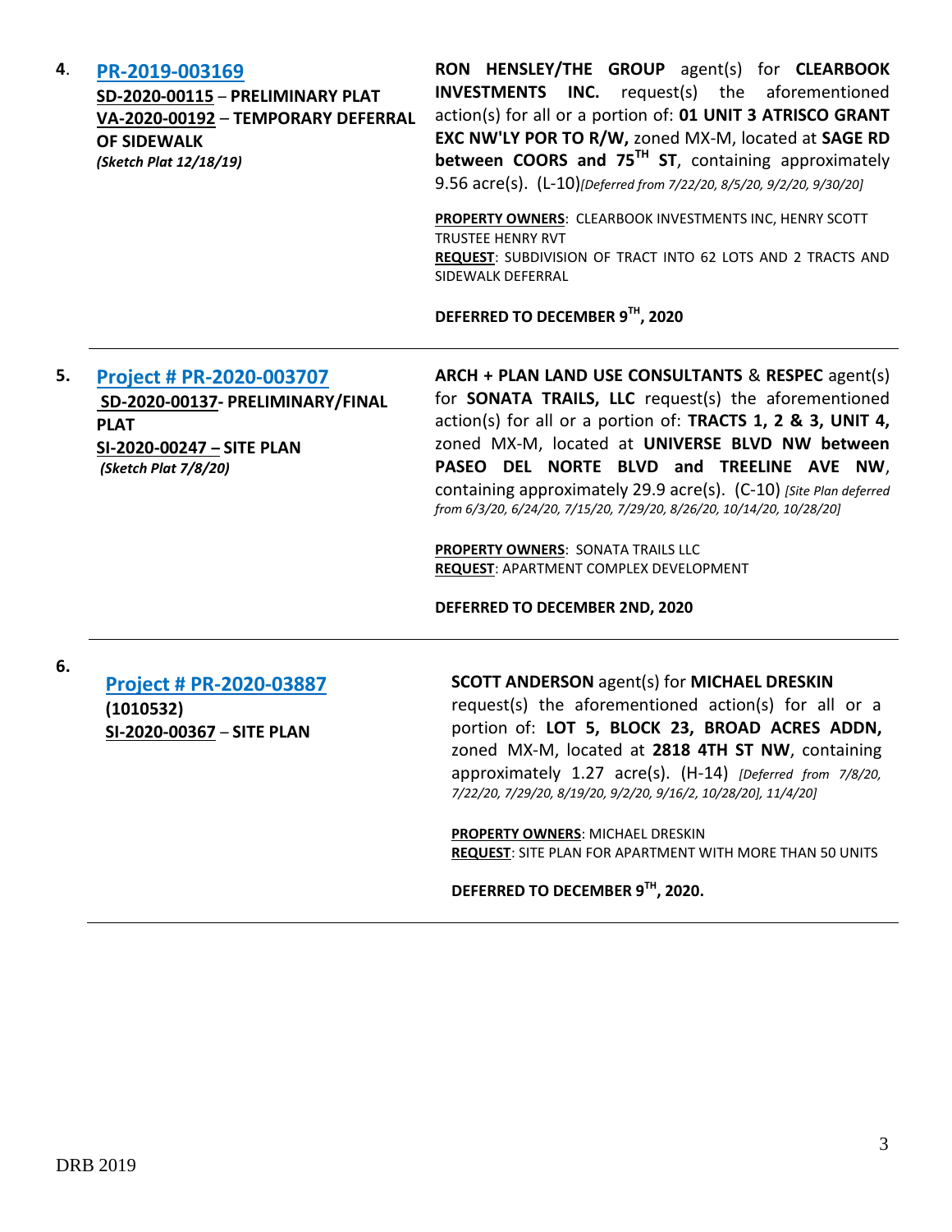4. **[PR-2019-003169](PR-2019-003169)**
**SD-2020-00115** – **PRELIMINARY PLAT**
**VA-2020-00192** – **TEMPORARY DEFERRAL OF SIDEWALK**
***(Sketch Plat 12/18/19)***

**RON HENSLEY/THE GROUP** agent(s) for **CLEARBOOK INVESTMENTS INC.** request(s) the aforementioned action(s) for all or a portion of: **01 UNIT 3 ATRISCO GRANT EXC NW'LY POR TO R/W,** zoned MX-M, located at **SAGE RD between COORS and 75TH ST**, containing approximately 9.56 acre(s). (L-10)*[Deferred from 7/22/20, 8/5/20, 9/2/20, 9/30/20]*

**PROPERTY OWNERS**: CLEARBOOK INVESTMENTS INC, HENRY SCOTT TRUSTEE HENRY RVT
**REQUEST**: SUBDIVISION OF TRACT INTO 62 LOTS AND 2 TRACTS AND SIDEWALK DEFERRAL

**DEFERRED TO DECEMBER 9TH, 2020**

---

5. **[Project # PR-2020-003707](Project # PR-2020-003707)**
**SD-2020-00137- PRELIMINARY/FINAL PLAT**
**SI-2020-00247 – SITE PLAN**
***(Sketch Plat 7/8/20)***

**ARCH + PLAN LAND USE CONSULTANTS** & **RESPEC** agent(s) for **SONATA TRAILS, LLC** request(s) the aforementioned action(s) for all or a portion of: **TRACTS 1, 2 & 3, UNIT 4,** zoned MX-M, located at **UNIVERSE BLVD NW between PASEO DEL NORTE BLVD and TREELINE AVE NW**, containing approximately 29.9 acre(s). (C-10) *[Site Plan deferred from 6/3/20, 6/24/20, 7/15/20, 7/29/20, 8/26/20, 10/14/20, 10/28/20]*

**PROPERTY OWNERS**: SONATA TRAILS LLC
**REQUEST**: APARTMENT COMPLEX DEVELOPMENT

**DEFERRED TO DECEMBER 2ND, 2020**

---

6. **[Project # PR-2020-03887](Project # PR-2020-03887)**
**(1010532)**
**SI-2020-00367** – **SITE PLAN**

**SCOTT ANDERSON** agent(s) for **MICHAEL DRESKIN** request(s) the aforementioned action(s) for all or a portion of: **LOT 5, BLOCK 23, BROAD ACRES ADDN,** zoned MX-M, located at **2818 4TH ST NW**, containing approximately 1.27 acre(s). (H-14) *[Deferred from 7/8/20, 7/22/20, 7/29/20, 8/19/20, 9/2/20, 9/16/2, 10/28/20], 11/4/20]*

**PROPERTY OWNERS**: MICHAEL DRESKIN
**REQUEST**: SITE PLAN FOR APARTMENT WITH MORE THAN 50 UNITS

**DEFERRED TO DECEMBER 9TH, 2020.**

---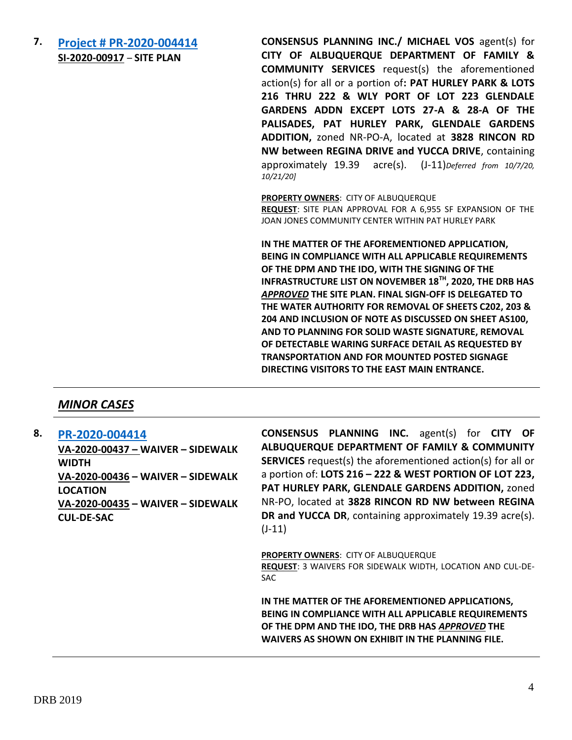7. **[Project # PR-2020-004414](#)**
**SI-2020-00917** – **SITE PLAN**

**CONSENSUS PLANNING INC./ MICHAEL VOS** agent(s) for **CITY OF ALBUQUERQUE DEPARTMENT OF FAMILY & COMMUNITY SERVICES** request(s) the aforementioned action(s) for all or a portion of**: PAT HURLEY PARK & LOTS 216 THRU 222 & WLY PORT OF LOT 223 GLENDALE GARDENS ADDN EXCEPT LOTS 27-A & 28-A OF THE PALISADES, PAT HURLEY PARK, GLENDALE GARDENS ADDITION,** zoned NR-PO-A, located at **3828 RINCON RD NW between REGINA DRIVE and YUCCA DRIVE**, containing approximately 19.39 acre(s). (J-11)*Deferred from 10/7/20, 10/21/20]*

**PROPERTY OWNERS**: CITY OF ALBUQUERQUE
**REQUEST**: SITE PLAN APPROVAL FOR A 6,955 SF EXPANSION OF THE JOAN JONES COMMUNITY CENTER WITHIN PAT HURLEY PARK

**IN THE MATTER OF THE AFOREMENTIONED APPLICATION, BEING IN COMPLIANCE WITH ALL APPLICABLE REQUIREMENTS OF THE DPM AND THE IDO, WITH THE SIGNING OF THE INFRASTRUCTURE LIST ON NOVEMBER 18TH, 2020, THE DRB HAS *APPROVED* THE SITE PLAN. FINAL SIGN-OFF IS DELEGATED TO THE WATER AUTHORITY FOR REMOVAL OF SHEETS C202, 203 & 204 AND INCLUSION OF NOTE AS DISCUSSED ON SHEET AS100, AND TO PLANNING FOR SOLID WASTE SIGNATURE, REMOVAL OF DETECTABLE WARING SURFACE DETAIL AS REQUESTED BY TRANSPORTATION AND FOR MOUNTED POSTED SIGNAGE DIRECTING VISITORS TO THE EAST MAIN ENTRANCE.**

---

## *MINOR CASES*

---

8. **[PR-2020-004414](#)**
**VA-2020-00437 – WAIVER – SIDEWALK WIDTH**
**VA-2020-00436 – WAIVER – SIDEWALK LOCATION**
**VA-2020-00435 – WAIVER – SIDEWALK CUL-DE-SAC**

**CONSENSUS PLANNING INC.** agent(s) for **CITY OF ALBUQUERQUE DEPARTMENT OF FAMILY & COMMUNITY SERVICES** request(s) the aforementioned action(s) for all or a portion of: **LOTS 216 – 222 & WEST PORTION OF LOT 223, PAT HURLEY PARK, GLENDALE GARDENS ADDITION,** zoned NR-PO, located at **3828 RINCON RD NW between REGINA DR and YUCCA DR**, containing approximately 19.39 acre(s). (J-11)

**PROPERTY OWNERS**: CITY OF ALBUQUERQUE
**REQUEST**: 3 WAIVERS FOR SIDEWALK WIDTH, LOCATION AND CUL-DE-SAC

**IN THE MATTER OF THE AFOREMENTIONED APPLICATIONS, BEING IN COMPLIANCE WITH ALL APPLICABLE REQUIREMENTS OF THE DPM AND THE IDO, THE DRB HAS *APPROVED* THE WAIVERS AS SHOWN ON EXHIBIT IN THE PLANNING FILE.**

---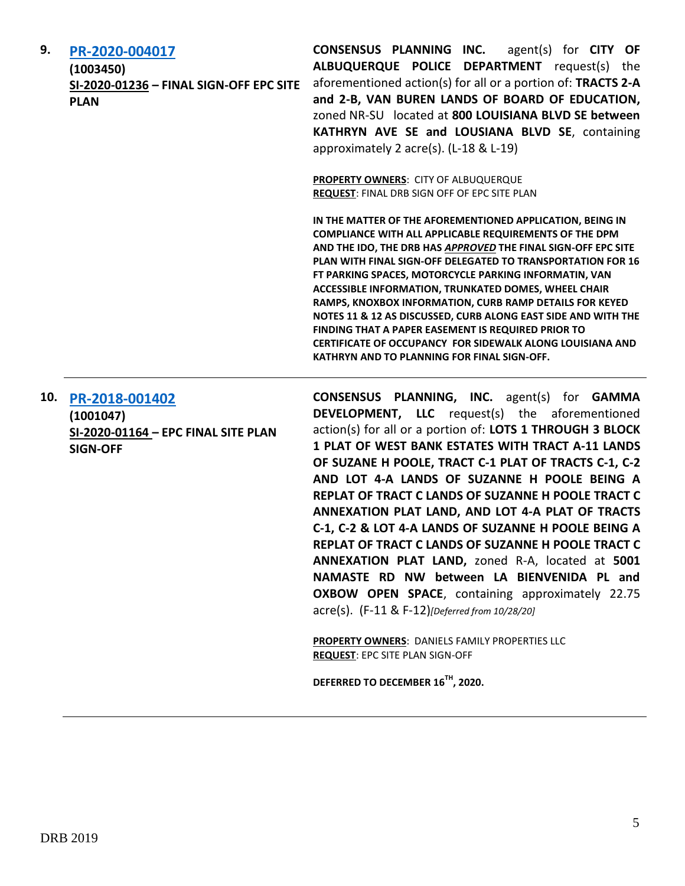**9.** [**PR-2020-004017**]
**(1003450)**
**SI-2020-01236 – FINAL SIGN-OFF EPC SITE PLAN**

**CONSENSUS PLANNING INC.** agent(s) for **CITY OF ALBUQUERQUE POLICE DEPARTMENT** request(s) the aforementioned action(s) for all or a portion of: **TRACTS 2-A and 2-B, VAN BUREN LANDS OF BOARD OF EDUCATION,** zoned NR-SU located at **800 LOUISIANA BLVD SE between KATHRYN AVE SE and LOUSIANA BLVD SE**, containing approximately 2 acre(s). (L-18 & L-19)

**PROPERTY OWNERS**: CITY OF ALBUQUERQUE
**REQUEST**: FINAL DRB SIGN OFF OF EPC SITE PLAN

**IN THE MATTER OF THE AFOREMENTIONED APPLICATION, BEING IN COMPLIANCE WITH ALL APPLICABLE REQUIREMENTS OF THE DPM AND THE IDO, THE DRB HAS *APPROVED* THE FINAL SIGN-OFF EPC SITE PLAN WITH FINAL SIGN-OFF DELEGATED TO TRANSPORTATION FOR 16 FT PARKING SPACES, MOTORCYCLE PARKING INFORMATIN, VAN ACCESSIBLE INFORMATION, TRUNKATED DOMES, WHEEL CHAIR RAMPS, KNOXBOX INFORMATION, CURB RAMP DETAILS FOR KEYED NOTES 11 & 12 AS DISCUSSED, CURB ALONG EAST SIDE AND WITH THE FINDING THAT A PAPER EASEMENT IS REQUIRED PRIOR TO CERTIFICATE OF OCCUPANCY FOR SIDEWALK ALONG LOUISIANA AND KATHRYN AND TO PLANNING FOR FINAL SIGN-OFF.**

---

**10.** [**PR-2018-001402**]
**(1001047)**
**SI-2020-01164 – EPC FINAL SITE PLAN SIGN-OFF**

**CONSENSUS PLANNING, INC.** agent(s) for **GAMMA DEVELOPMENT, LLC** request(s) the aforementioned action(s) for all or a portion of: **LOTS 1 THROUGH 3 BLOCK 1 PLAT OF WEST BANK ESTATES WITH TRACT A-11 LANDS OF SUZANE H POOLE, TRACT C-1 PLAT OF TRACTS C-1, C-2 AND LOT 4-A LANDS OF SUZANNE H POOLE BEING A REPLAT OF TRACT C LANDS OF SUZANNE H POOLE TRACT C ANNEXATION PLAT LAND, AND LOT 4-A PLAT OF TRACTS C-1, C-2 & LOT 4-A LANDS OF SUZANNE H POOLE BEING A REPLAT OF TRACT C LANDS OF SUZANNE H POOLE TRACT C ANNEXATION PLAT LAND,** zoned R-A, located at **5001 NAMASTE RD NW between LA BIENVENIDA PL and OXBOW OPEN SPACE**, containing approximately 22.75 acre(s). (F-11 & F-12)*[Deferred from 10/28/20]*

**PROPERTY OWNERS**: DANIELS FAMILY PROPERTIES LLC
**REQUEST**: EPC SITE PLAN SIGN-OFF

**DEFERRED TO DECEMBER 16TH, 2020.**

---

DRB 2019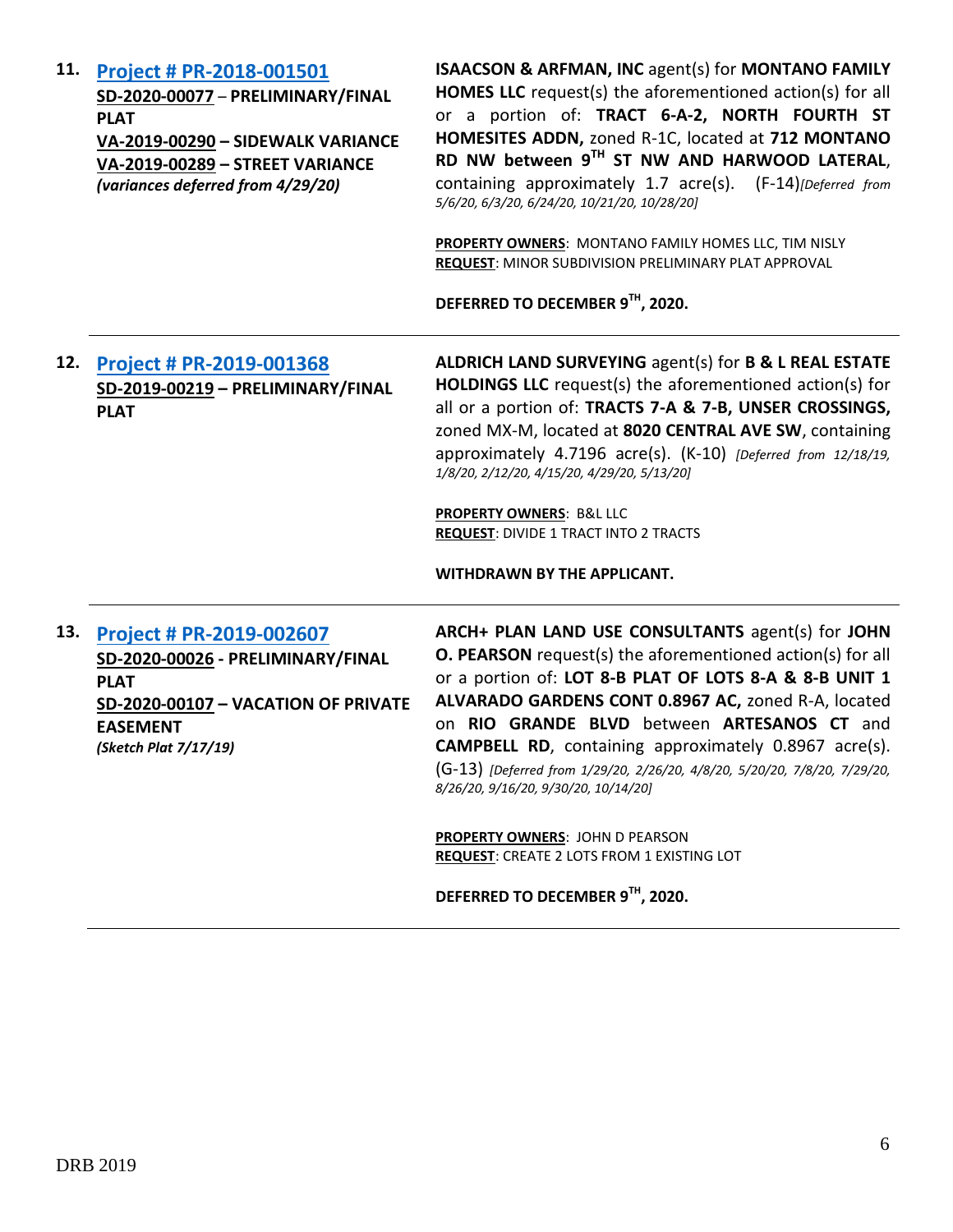**11.** **[Project # PR-2018-001501](#)**
**SD-2020-00077 – PRELIMINARY/FINAL PLAT**
**VA-2019-00290 – SIDEWALK VARIANCE**
**VA-2019-00289 – STREET VARIANCE**
***(variances deferred from 4/29/20)***

**ISAACSON & ARFMAN, INC** agent(s) for **MONTANO FAMILY HOMES LLC** request(s) the aforementioned action(s) for all or a portion of: **TRACT 6-A-2, NORTH FOURTH ST HOMESITES ADDN,** zoned R-1C, located at **712 MONTANO RD NW between 9TH ST NW AND HARWOOD LATERAL**, containing approximately 1.7 acre(s). (F-14) *[Deferred from 5/6/20, 6/3/20, 6/24/20, 10/21/20, 10/28/20]*

**PROPERTY OWNERS**: MONTANO FAMILY HOMES LLC, TIM NISLY
**REQUEST**: MINOR SUBDIVISION PRELIMINARY PLAT APPROVAL

**DEFERRED TO DECEMBER 9TH, 2020.**

---

**12.** **[Project # PR-2019-001368](#)**
**SD-2019-00219 – PRELIMINARY/FINAL PLAT**

**ALDRICH LAND SURVEYING** agent(s) for **B & L REAL ESTATE HOLDINGS LLC** request(s) the aforementioned action(s) for all or a portion of: **TRACTS 7-A & 7-B, UNSER CROSSINGS,** zoned MX-M, located at **8020 CENTRAL AVE SW**, containing approximately 4.7196 acre(s). (K-10) *[Deferred from 12/18/19, 1/8/20, 2/12/20, 4/15/20, 4/29/20, 5/13/20]*

**PROPERTY OWNERS**: B&L LLC
**REQUEST**: DIVIDE 1 TRACT INTO 2 TRACTS

**WITHDRAWN BY THE APPLICANT.**

---

**13.** **[Project # PR-2019-002607](#)**
**SD-2020-00026 - PRELIMINARY/FINAL PLAT**
**SD-2020-00107 – VACATION OF PRIVATE EASEMENT**
***(Sketch Plat 7/17/19)***

**ARCH+ PLAN LAND USE CONSULTANTS** agent(s) for **JOHN O. PEARSON** request(s) the aforementioned action(s) for all or a portion of: **LOT 8-B PLAT OF LOTS 8-A & 8-B UNIT 1 ALVARADO GARDENS CONT 0.8967 AC,** zoned R-A, located on **RIO GRANDE BLVD** between **ARTESANOS CT** and **CAMPBELL RD**, containing approximately 0.8967 acre(s). (G-13) *[Deferred from 1/29/20, 2/26/20, 4/8/20, 5/20/20, 7/8/20, 7/29/20, 8/26/20, 9/16/20, 9/30/20, 10/14/20]*

**PROPERTY OWNERS**: JOHN D PEARSON
**REQUEST**: CREATE 2 LOTS FROM 1 EXISTING LOT

**DEFERRED TO DECEMBER 9TH, 2020.**

---

DRB 2019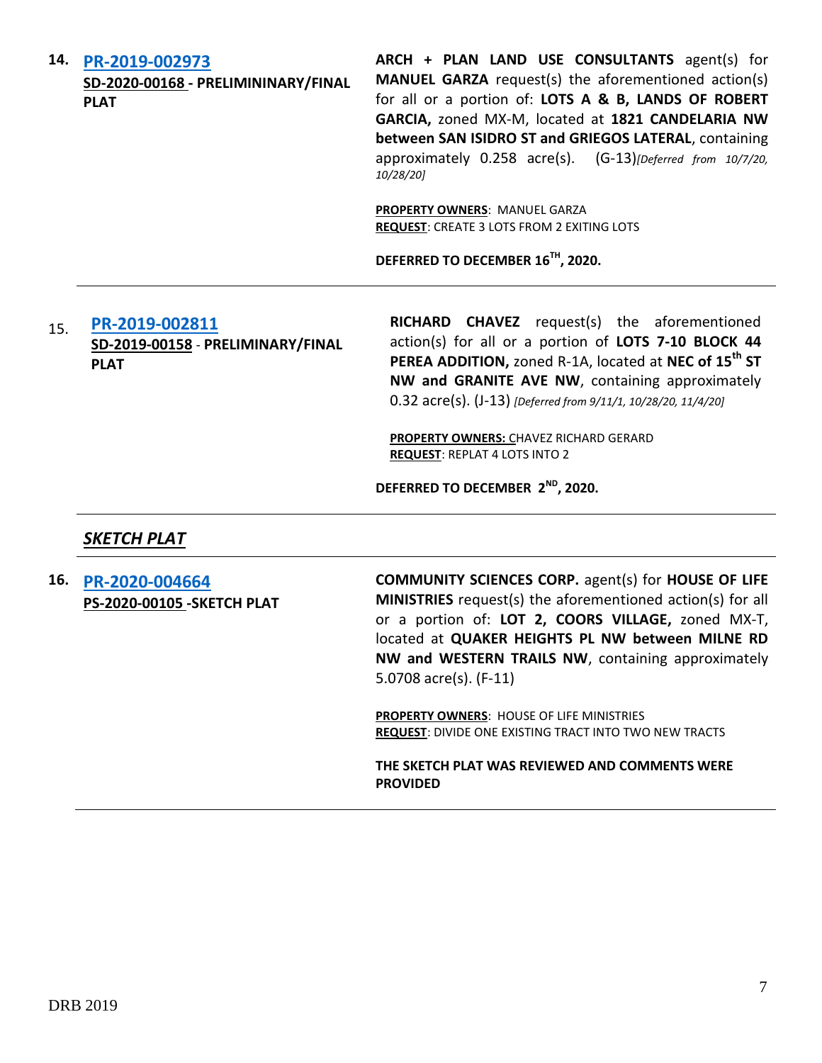**14. [PR-2019-002973](#)**
**SD-2020-00168 - PRELIMININARY/FINAL PLAT**

**ARCH + PLAN LAND USE CONSULTANTS** agent(s) for **MANUEL GARZA** request(s) the aforementioned action(s) for all or a portion of: **LOTS A & B, LANDS OF ROBERT GARCIA,** zoned MX-M, located at **1821 CANDELARIA NW between SAN ISIDRO ST and GRIEGOS LATERAL**, containing approximately 0.258 acre(s). (G-13)*[Deferred from 10/7/20, 10/28/20]*

**PROPERTY OWNERS**: MANUEL GARZA
**REQUEST**: CREATE 3 LOTS FROM 2 EXITING LOTS

**DEFERRED TO DECEMBER 16TH, 2020.**

---

15. **[PR-2019-002811](#)**
**SD-2019-00158 - PRELIMINARY/FINAL PLAT**

**RICHARD CHAVEZ** request(s) the aforementioned action(s) for all or a portion of **LOTS 7-10 BLOCK 44 PEREA ADDITION,** zoned R-1A, located at **NEC of 15th ST NW and GRANITE AVE NW**, containing approximately 0.32 acre(s). (J-13) *[Deferred from 9/11/1, 10/28/20, 11/4/20]*

**PROPERTY OWNERS:** CHAVEZ RICHARD GERARD
**REQUEST**: REPLAT 4 LOTS INTO 2

**DEFERRED TO DECEMBER 2ND, 2020.**

---

## *SKETCH PLAT*

---

**16. [PR-2020-004664](#)**
**PS-2020-00105 -SKETCH PLAT**

**COMMUNITY SCIENCES CORP.** agent(s) for **HOUSE OF LIFE MINISTRIES** request(s) the aforementioned action(s) for all or a portion of: **LOT 2, COORS VILLAGE,** zoned MX-T, located at **QUAKER HEIGHTS PL NW between MILNE RD NW and WESTERN TRAILS NW**, containing approximately 5.0708 acre(s). (F-11)

**PROPERTY OWNERS**: HOUSE OF LIFE MINISTRIES
**REQUEST**: DIVIDE ONE EXISTING TRACT INTO TWO NEW TRACTS

**THE SKETCH PLAT WAS REVIEWED AND COMMENTS WERE PROVIDED**

---

DRB 2019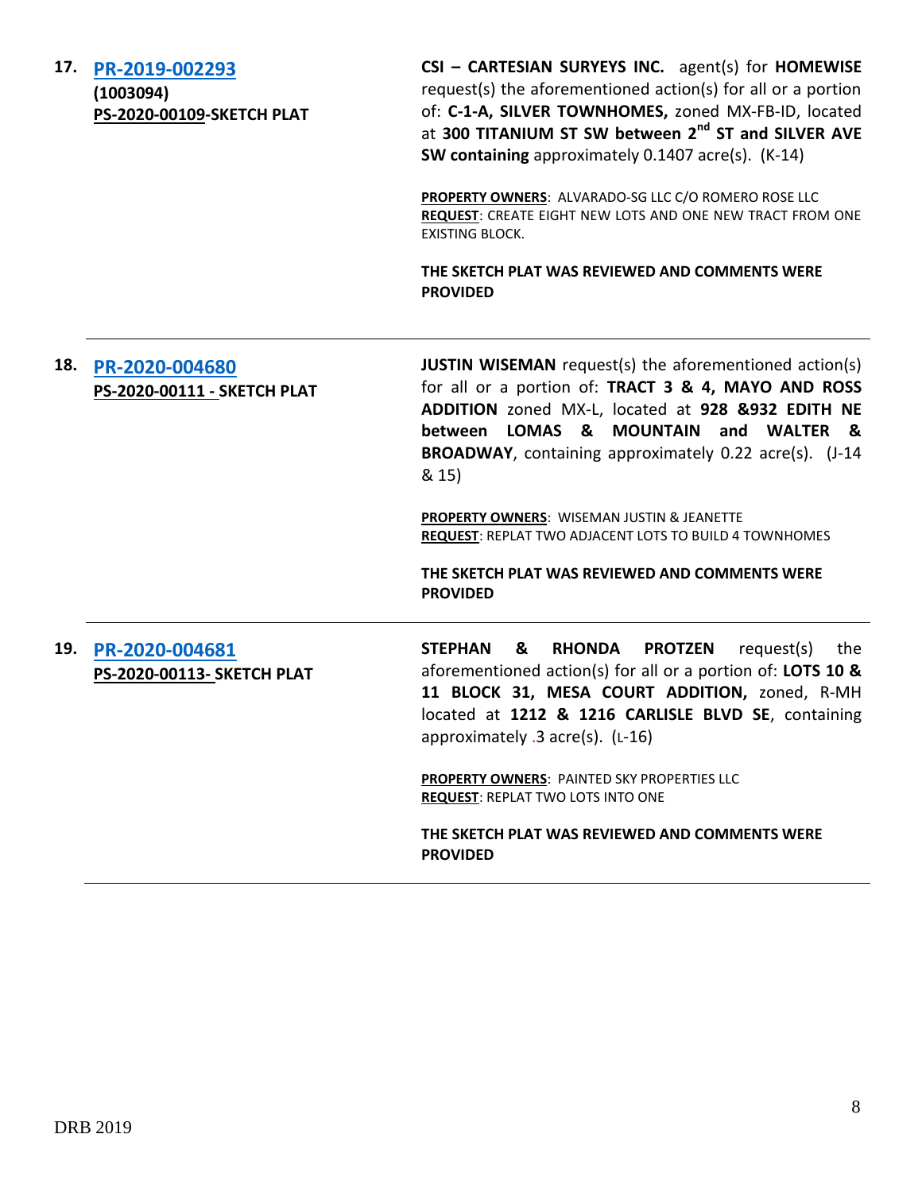**17. [PR-2019-002293](PR-2019-002293)**
**(1003094)**
**PS-2020-00109-SKETCH PLAT**

**CSI – CARTESIAN SURYEYS INC.** agent(s) for **HOMEWISE** request(s) the aforementioned action(s) for all or a portion of: **C-1-A, SILVER TOWNHOMES,** zoned MX-FB-ID, located at **300 TITANIUM ST SW between 2$^{nd}$ ST and SILVER AVE SW containing** approximately 0.1407 acre(s). (K-14)

**PROPERTY OWNERS**: ALVARADO-SG LLC C/O ROMERO ROSE LLC
**REQUEST**: CREATE EIGHT NEW LOTS AND ONE NEW TRACT FROM ONE EXISTING BLOCK.

**THE SKETCH PLAT WAS REVIEWED AND COMMENTS WERE PROVIDED**

---

**18. [PR-2020-004680](PR-2020-004680)**
**PS-2020-00111 - SKETCH PLAT**

**JUSTIN WISEMAN** request(s) the aforementioned action(s) for all or a portion of: **TRACT 3 & 4, MAYO AND ROSS ADDITION** zoned MX-L, located at **928 &932 EDITH NE between LOMAS & MOUNTAIN and WALTER & BROADWAY**, containing approximately 0.22 acre(s). (J-14 & 15)

**PROPERTY OWNERS**: WISEMAN JUSTIN & JEANETTE
**REQUEST**: REPLAT TWO ADJACENT LOTS TO BUILD 4 TOWNHOMES

**THE SKETCH PLAT WAS REVIEWED AND COMMENTS WERE PROVIDED**

---

**19. [PR-2020-004681](PR-2020-004681)**
**PS-2020-00113- SKETCH PLAT**

**STEPHAN & RHONDA PROTZEN** request(s) the aforementioned action(s) for all or a portion of: **LOTS 10 & 11 BLOCK 31, MESA COURT ADDITION,** zoned, R-MH located at **1212 & 1216 CARLISLE BLVD SE**, containing approximately .3 acre(s). (L-16)

**PROPERTY OWNERS**: PAINTED SKY PROPERTIES LLC
**REQUEST**: REPLAT TWO LOTS INTO ONE

**THE SKETCH PLAT WAS REVIEWED AND COMMENTS WERE PROVIDED**

---

DRB 2019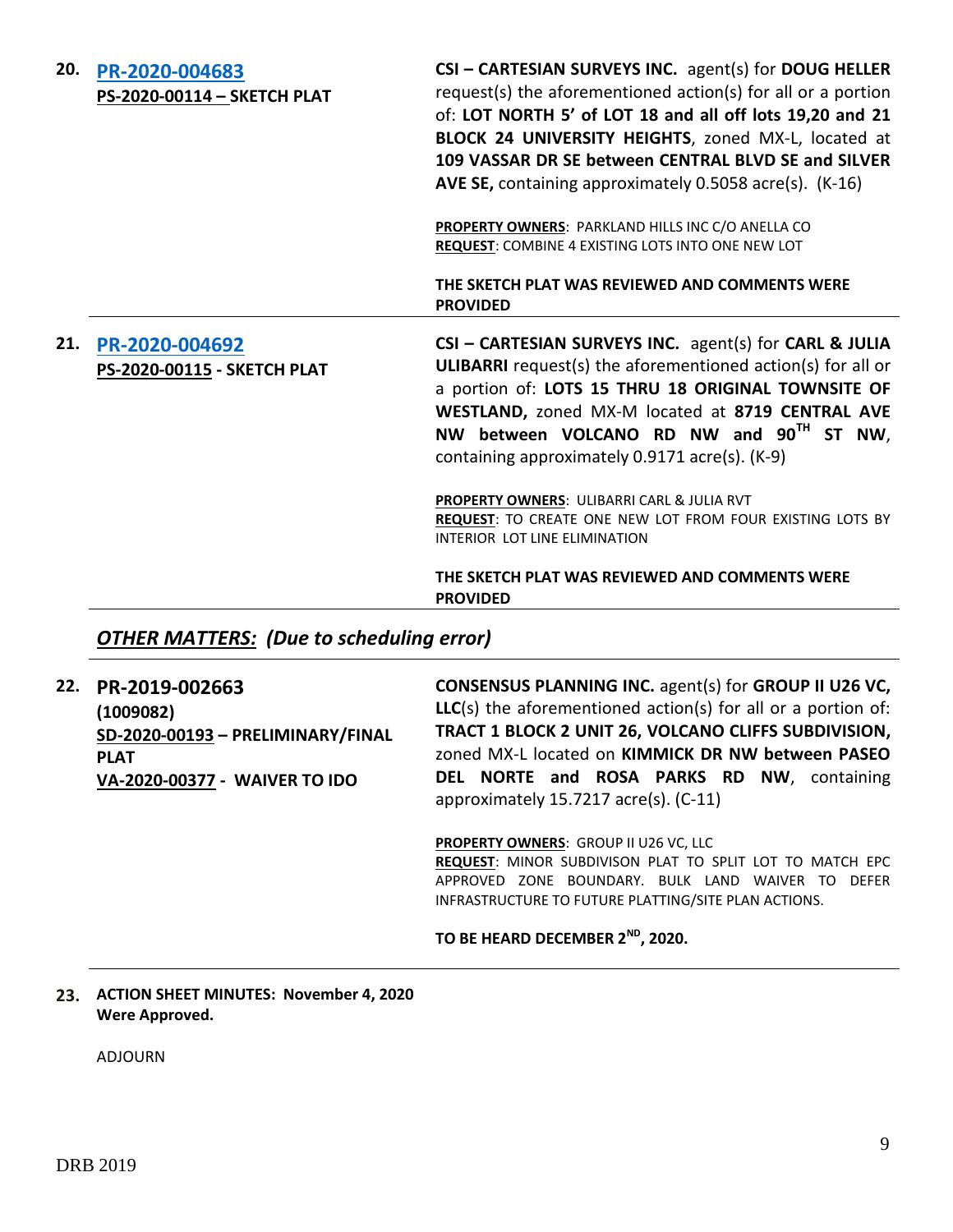**20. [PR-2020-004683]**
**PS-2020-00114 – SKETCH PLAT**

**CSI – CARTESIAN SURVEYS INC.** agent(s) for **DOUG HELLER** request(s) the aforementioned action(s) for all or a portion of: **LOT NORTH 5' of LOT 18 and all off lots 19,20 and 21 BLOCK 24 UNIVERSITY HEIGHTS**, zoned MX-L, located at **109 VASSAR DR SE between CENTRAL BLVD SE and SILVER AVE SE,** containing approximately 0.5058 acre(s). (K-16)

**PROPERTY OWNERS**: PARKLAND HILLS INC C/O ANELLA CO
**REQUEST**: COMBINE 4 EXISTING LOTS INTO ONE NEW LOT

**THE SKETCH PLAT WAS REVIEWED AND COMMENTS WERE PROVIDED**

---

**21. [PR-2020-004692]**
**PS-2020-00115 - SKETCH PLAT**

**CSI – CARTESIAN SURVEYS INC.** agent(s) for **CARL & JULIA ULIBARRI** request(s) the aforementioned action(s) for all or a portion of: **LOTS 15 THRU 18 ORIGINAL TOWNSITE OF WESTLAND,** zoned MX-M located at **8719 CENTRAL AVE NW between VOLCANO RD NW and 90TH ST NW**, containing approximately 0.9171 acre(s). (K-9)

**PROPERTY OWNERS**: ULIBARRI CARL & JULIA RVT
**REQUEST**: TO CREATE ONE NEW LOT FROM FOUR EXISTING LOTS BY INTERIOR LOT LINE ELIMINATION

**THE SKETCH PLAT WAS REVIEWED AND COMMENTS WERE PROVIDED**

---

## *OTHER MATTERS: (Due to scheduling error)*

**22. PR-2019-002663**
**(1009082)**
**SD-2020-00193 – PRELIMINARY/FINAL PLAT**
**VA-2020-00377 - WAIVER TO IDO**

**CONSENSUS PLANNING INC.** agent(s) for **GROUP II U26 VC, LLC**(s) the aforementioned action(s) for all or a portion of: **TRACT 1 BLOCK 2 UNIT 26, VOLCANO CLIFFS SUBDIVISION,** zoned MX-L located on **KIMMICK DR NW between PASEO DEL NORTE and ROSA PARKS RD NW**, containing approximately 15.7217 acre(s). (C-11)

**PROPERTY OWNERS**: GROUP II U26 VC, LLC
**REQUEST**: MINOR SUBDIVISON PLAT TO SPLIT LOT TO MATCH EPC APPROVED ZONE BOUNDARY. BULK LAND WAIVER TO DEFER INFRASTRUCTURE TO FUTURE PLATTING/SITE PLAN ACTIONS.

**TO BE HEARD DECEMBER 2ND, 2020.**

---

**23. ACTION SHEET MINUTES: November 4, 2020 Were Approved.**

ADJOURN

DRB 2019